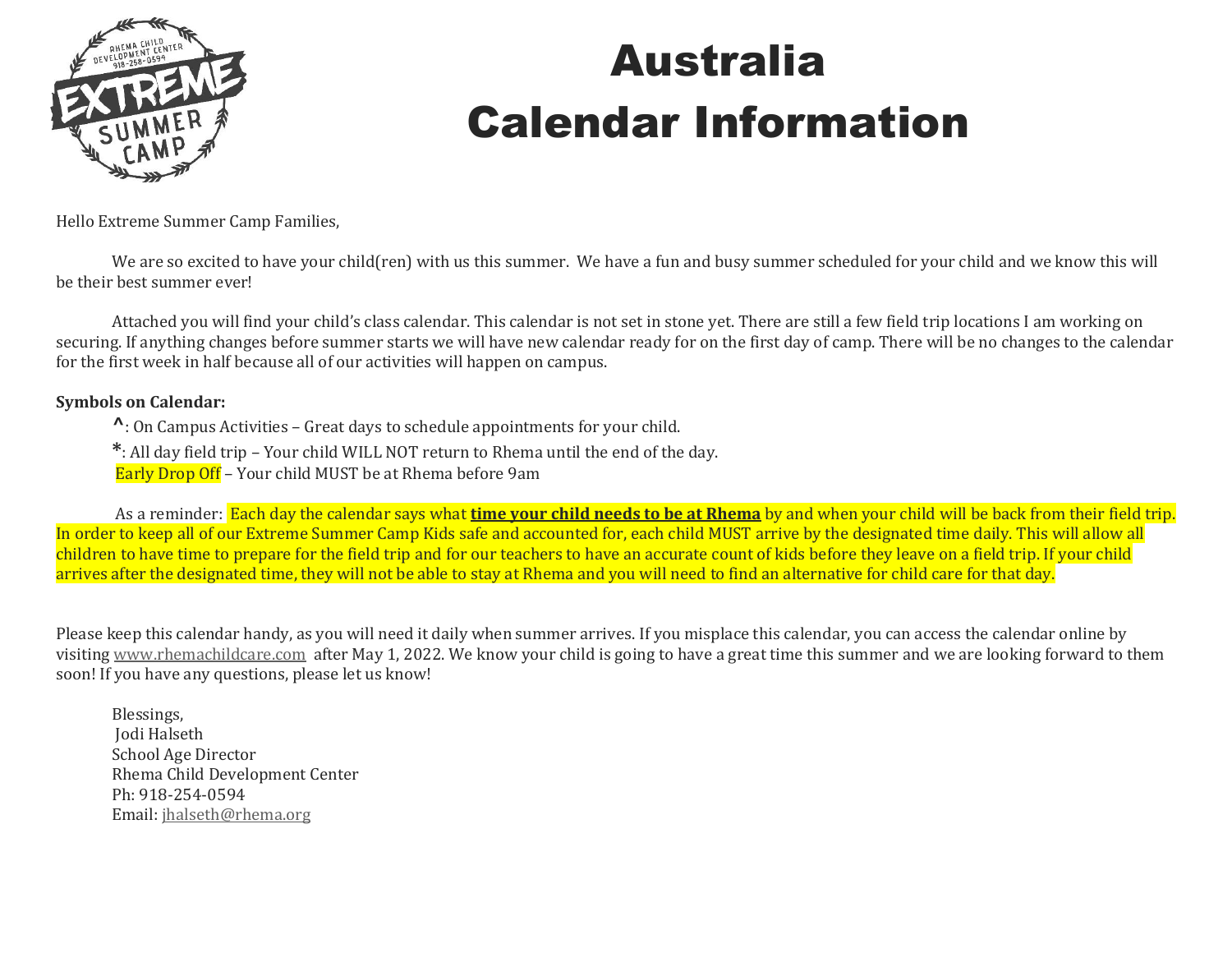# Australia
# Calendar Information

Hello Extreme Summer Camp Families,

We are so excited to have your child(ren) with us this summer. We have a fun and busy summer scheduled for your child and we know this will be their best summer ever!

Attached you will find your child's class calendar. This calendar is not set in stone yet. There are still a few field trip locations I am working on securing. If anything changes before summer starts we will have new calendar ready for on the first day of camp. There will be no changes to the calendar for the first week in half because all of our activities will happen on campus.

**Symbols on Calendar:**

^: On Campus Activities – Great days to schedule appointments for your child.

*: All day field trip – Your child WILL NOT return to Rhema until the end of the day.

Early Drop Off – Your child MUST be at Rhema before 9am

As a reminder: Each day the calendar says what **time your child needs to be at Rhema** by and when your child will be back from their field trip. In order to keep all of our Extreme Summer Camp Kids safe and accounted for, each child MUST arrive by the designated time daily. This will allow all children to have time to prepare for the field trip and for our teachers to have an accurate count of kids before they leave on a field trip. If your child arrives after the designated time, they will not be able to stay at Rhema and you will need to find an alternative for child care for that day.

Please keep this calendar handy, as you will need it daily when summer arrives. If you misplace this calendar, you can access the calendar online by visiting www.rhemachildcare.com after May 1, 2022. We know your child is going to have a great time this summer and we are looking forward to them soon! If you have any questions, please let us know!

Blessings,
Jodi Halseth
School Age Director
Rhema Child Development Center
Ph: 918-254-0594
Email: jhalseth@rhema.org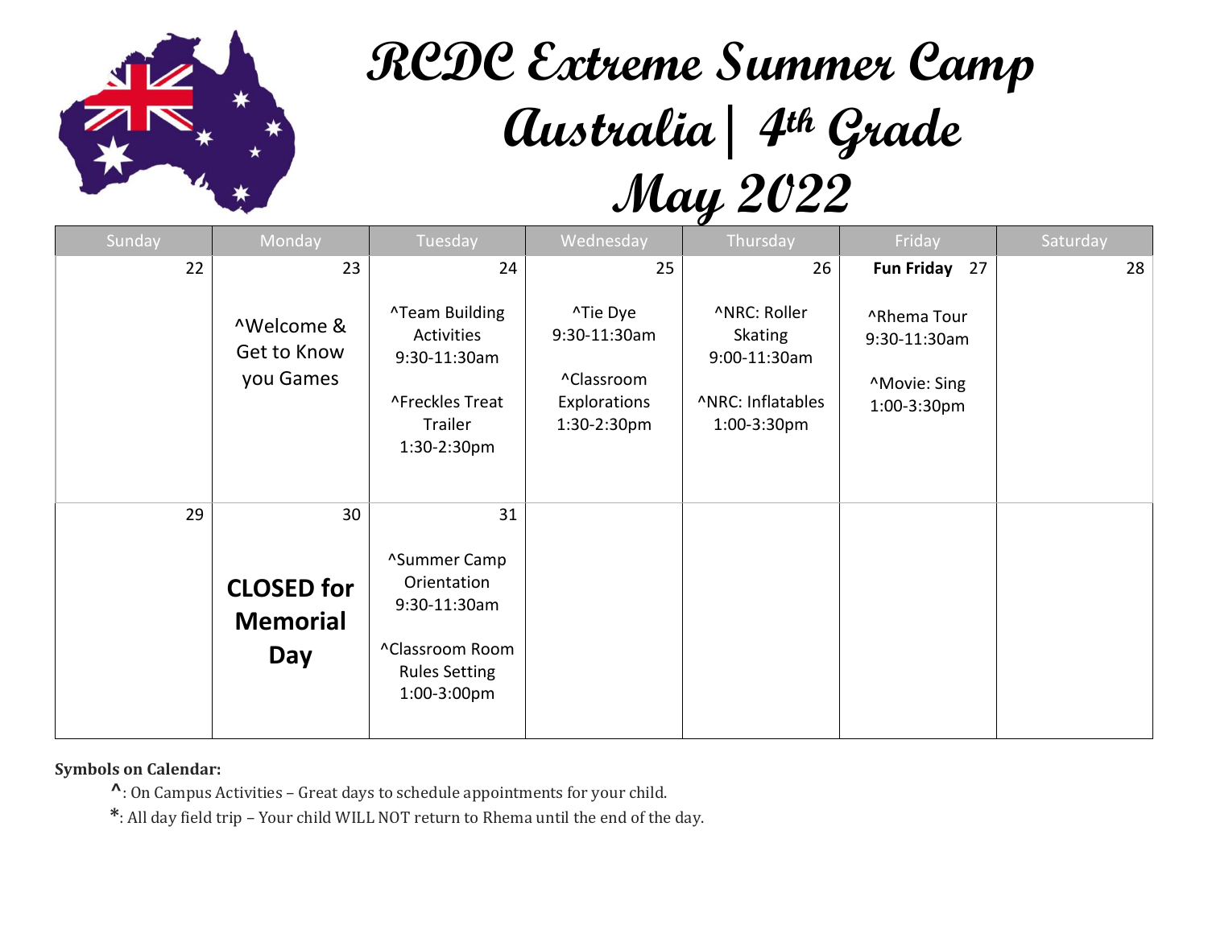# RCDC Extreme Summer Camp
# Australia| 4th Grade
# May 2022

| Sunday | Monday | Tuesday | Wednesday | Thursday | Friday | Saturday |
|---|---|---|---|---|---|---|
| 22 | 23<br><br>^Welcome & Get to Know you Games | 24<br><br>^Team Building Activities 9:30-11:30am<br><br>^Freckles Treat Trailer 1:30-2:30pm | 25<br><br>^Tie Dye 9:30-11:30am<br><br>^Classroom Explorations 1:30-2:30pm | 26<br><br>^NRC: Roller Skating 9:00-11:30am<br><br>^NRC: Inflatables 1:00-3:30pm | **Fun Friday** 27<br><br>^Rhema Tour 9:30-11:30am<br><br>^Movie: Sing 1:00-3:30pm | 28 |
| 29 | 30<br><br>**CLOSED for Memorial Day** | 31<br><br>^Summer Camp Orientation 9:30-11:30am<br><br>^Classroom Room Rules Setting 1:00-3:00pm | | | | |

**Symbols on Calendar:**

- **^**: On Campus Activities – Great days to schedule appointments for your child.
- **\***: All day field trip – Your child WILL NOT return to Rhema until the end of the day.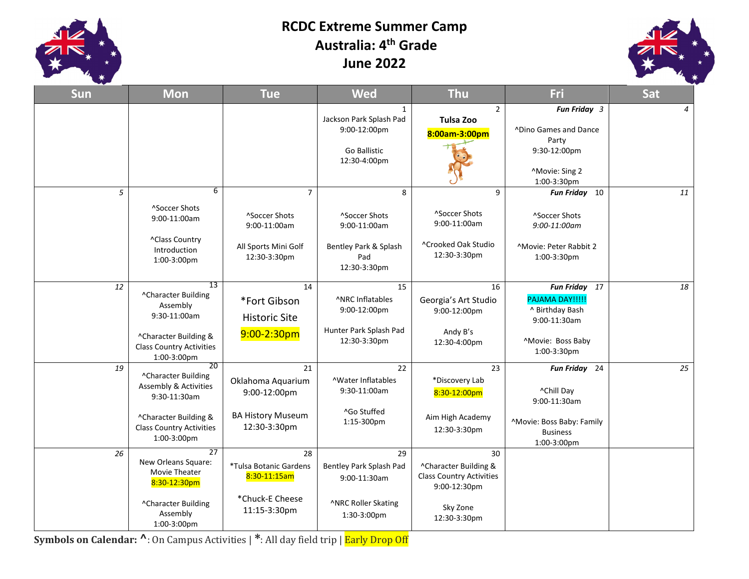# RCDC Extreme Summer Camp
# Australia: 4th Grade
# June 2022

| Sun | Mon | Tue | Wed | Thu | Fri | Sat |
|---|---|---|---|---|---|---|
| | | | 1<br>Jackson Park Splash Pad<br>9:00-12:00pm<br><br>Go Ballistic<br>12:30-4:00pm | 2<br>**Tulsa Zoo**<br>**8:00am-3:00pm** | ***Fun Friday*** *3*<br><br>^Dino Games and Dance Party<br>9:30-12:00pm<br><br>^Movie: Sing 2<br>1:00-3:30pm | *4* |
| *5* | 6<br>^Soccer Shots<br>9:00-11:00am<br><br>^Class Country Introduction<br>1:00-3:00pm | 7<br>^Soccer Shots<br>9:00-11:00am<br><br>All Sports Mini Golf<br>12:30-3:30pm | 8<br>^Soccer Shots<br>9:00-11:00am<br><br>Bentley Park & Splash Pad<br>12:30-3:30pm | 9<br>^Soccer Shots<br>9:00-11:00am<br><br>^Crooked Oak Studio<br>12:30-3:30pm | ***Fun Friday*** 10<br><br>^Soccer Shots<br>*9:00-11:00am*<br><br>^Movie: Peter Rabbit 2<br>1:00-3:30pm | *11* |
| *12* | 13<br>^Character Building Assembly<br>9:30-11:00am<br><br>^Character Building & Class Country Activities<br>1:00-3:00pm | 14<br>*Fort Gibson Historic Site<br>9:00-2:30pm | 15<br>^NRC Inflatables<br>9:00-12:00pm<br><br>Hunter Park Splash Pad<br>12:30-3:30pm | 16<br>Georgia's Art Studio<br>9:00-12:00pm<br><br>Andy B's<br>12:30-4:00pm | ***Fun Friday*** 17<br>PAJAMA DAY!!!!!<br>^ Birthday Bash<br>9:00-11:30am<br><br>^Movie: Boss Baby<br>1:00-3:30pm | *18* |
| *19* | 20<br>^Character Building Assembly & Activities<br>9:30-11:30am<br><br>^Character Building & Class Country Activities<br>1:00-3:00pm | 21<br>Oklahoma Aquarium<br>9:00-12:00pm<br><br>BA History Museum<br>12:30-3:30pm | 22<br>^Water Inflatables<br>9:30-11:00am<br><br>^Go Stuffed<br>1:15-300pm | 23<br>*Discovery Lab<br>8:30-12:00pm<br><br>Aim High Academy<br>12:30-3:30pm | ***Fun Friday*** 24<br><br>^Chill Day<br>9:00-11:30am<br><br>^Movie: Boss Baby: Family Business<br>1:00-3:00pm | *25* |
| *26* | 27<br>New Orleans Square: Movie Theater<br>8:30-12:30pm<br><br>^Character Building Assembly<br>1:00-3:00pm | 28<br>*Tulsa Botanic Gardens<br>8:30-11:15am<br><br>*Chuck-E Cheese<br>11:15-3:30pm | 29<br>Bentley Park Splash Pad<br>9:00-11:30am<br><br>^NRC Roller Skating<br>1:30-3:00pm | 30<br>^Character Building & Class Country Activities<br>9:00-12:30pm<br><br>Sky Zone<br>12:30-3:30pm | | |

**Symbols on Calendar:** **^**: On Campus Activities | *****: All day field trip | Early Drop Off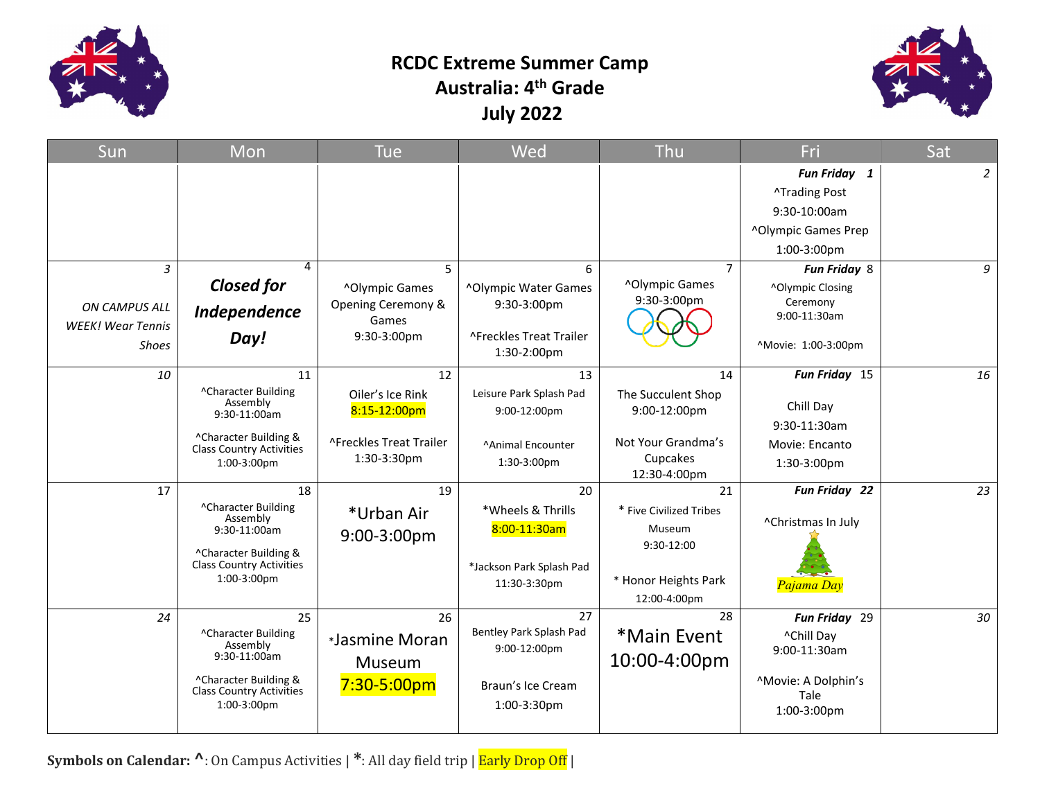# RCDC Extreme Summer Camp
## Australia: 4th Grade
## July 2022

| Sun | Mon | Tue | Wed | Thu | Fri | Sat |
|---|---|---|---|---|---|---|
| | | | | | ***Fun Friday* 1** ^Trading Post 9:30-10:00am ^Olympic Games Prep 1:00-3:00pm | *2* |
| *3* *ON CAMPUS ALL WEEK! Wear Tennis Shoes* | 4 ***Closed for Independence Day!*** | 5 ^Olympic Games Opening Ceremony & Games 9:30-3:00pm | 6 ^Olympic Water Games 9:30-3:00pm ^Freckles Treat Trailer 1:30-2:00pm | 7 ^Olympic Games 9:30-3:00pm | ***Fun Friday*** 8 ^Olympic Closing Ceremony 9:00-11:30am ^Movie: 1:00-3:00pm | *9* |
| *10* | 11 ^Character Building Assembly 9:30-11:00am ^Character Building & Class Country Activities 1:00-3:00pm | 12 Oiler's Ice Rink 8:15-12:00pm ^Freckles Treat Trailer 1:30-3:30pm | 13 Leisure Park Splash Pad 9:00-12:00pm ^Animal Encounter 1:30-3:00pm | 14 The Succulent Shop 9:00-12:00pm Not Your Grandma's Cupcakes 12:30-4:00pm | ***Fun Friday*** 15 Chill Day 9:30-11:30am Movie: Encanto 1:30-3:00pm | *16* |
| 17 | 18 ^Character Building Assembly 9:30-11:00am ^Character Building & Class Country Activities 1:00-3:00pm | 19 *Urban Air 9:00-3:00pm | 20 *Wheels & Thrills 8:00-11:30am *Jackson Park Splash Pad 11:30-3:30pm | 21 * Five Civilized Tribes Museum 9:30-12:00 * Honor Heights Park 12:00-4:00pm | ***Fun Friday 22*** ^Christmas In July *Pajama Day* | *23* |
| *24* | 25 ^Character Building Assembly 9:30-11:00am ^Character Building & Class Country Activities 1:00-3:00pm | 26 *Jasmine Moran Museum 7:30-5:00pm | 27 Bentley Park Splash Pad 9:00-12:00pm Braun's Ice Cream 1:00-3:30pm | 28 *Main Event 10:00-4:00pm | ***Fun Friday*** 29 ^Chill Day 9:00-11:30am ^Movie: A Dolphin's Tale 1:00-3:00pm | *30* |

**Symbols on Calendar:** **^**: On Campus Activities | **\***: All day field trip | Early Drop Off |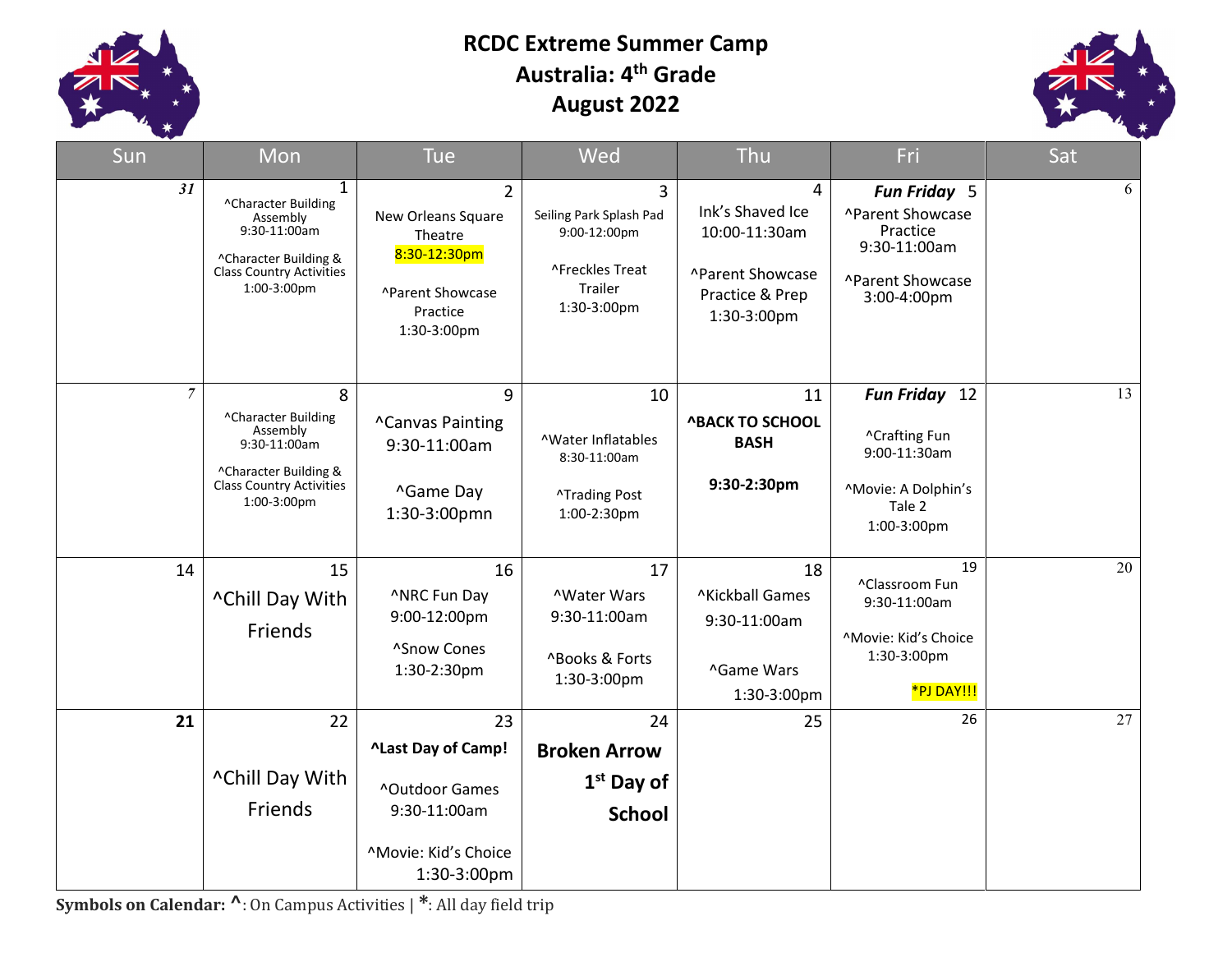# RCDC Extreme Summer Camp
## Australia: 4th Grade
## August 2022

| Sun | Mon | Tue | Wed | Thu | Fri | Sat |
|---|---|---|---|---|---|---|
| 31 | 1 ^Character Building Assembly 9:30-11:00am ^Character Building & Class Country Activities 1:00-3:00pm | 2 New Orleans Square Theatre 8:30-12:30pm ^Parent Showcase Practice 1:30-3:00pm | 3 Seiling Park Splash Pad 9:00-12:00pm ^Freckles Treat Trailer 1:30-3:00pm | 4 Ink's Shaved Ice 10:00-11:30am ^Parent Showcase Practice & Prep 1:30-3:00pm | ***Fun Friday*** 5 ^Parent Showcase Practice 9:30-11:00am ^Parent Showcase 3:00-4:00pm | 6 |
| 7 | 8 ^Character Building Assembly 9:30-11:00am ^Character Building & Class Country Activities 1:00-3:00pm | 9 ^Canvas Painting 9:30-11:00am ^Game Day 1:30-3:00pmn | 10 ^Water Inflatables 8:30-11:00am ^Trading Post 1:00-2:30pm | 11 **^BACK TO SCHOOL BASH** **9:30-2:30pm** | ***Fun Friday*** 12 ^Crafting Fun 9:00-11:30am ^Movie: A Dolphin's Tale 2 1:00-3:00pm | 13 |
| 14 | 15 ^Chill Day With Friends | 16 ^NRC Fun Day 9:00-12:00pm ^Snow Cones 1:30-2:30pm | 17 ^Water Wars 9:30-11:00am ^Books & Forts 1:30-3:00pm | 18 ^Kickball Games 9:30-11:00am ^Game Wars 1:30-3:00pm | 19 ^Classroom Fun 9:30-11:00am ^Movie: Kid's Choice 1:30-3:00pm *PJ DAY!!! | 20 |
| **21** | 22 ^Chill Day With Friends | 23 **^Last Day of Camp!** ^Outdoor Games 9:30-11:00am ^Movie: Kid's Choice 1:30-3:00pm | 24 **Broken Arrow 1st Day of School** | 25 | 26 | 27 |

**Symbols on Calendar: ^**: On Campus Activities | *****: All day field trip